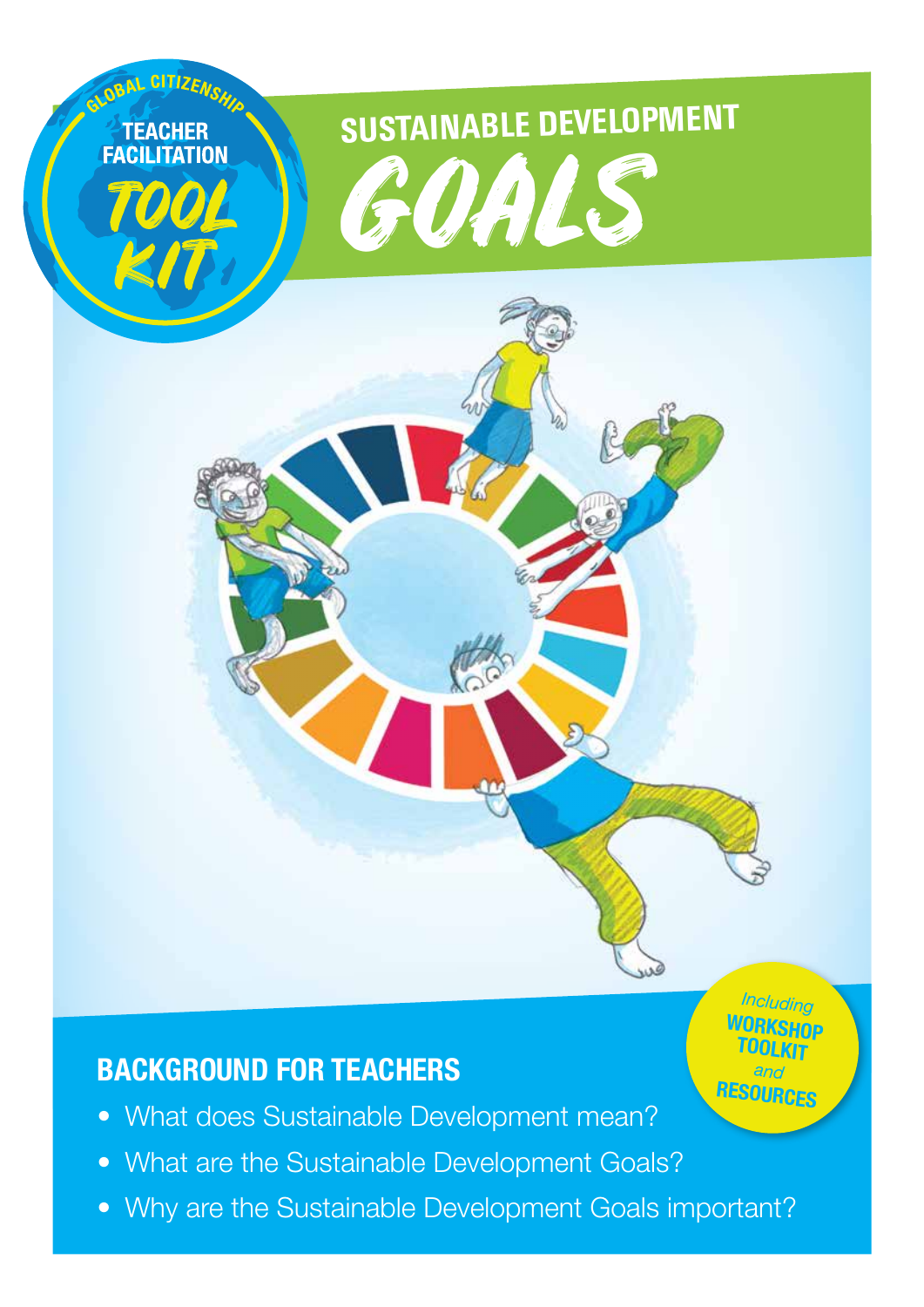GLOBAL CITIZENSHIP

TEACHER FACILITATION

TOOL KIT

# SUSTAINABLE DEVELOPMENT GOALS

*Including* **WORKSHOP TOOLKIT** *and* **RESOURCES**

## BACKGROUND FOR TEACHERS

- What does Sustainable Development mean?
- What are the Sustainable Development Goals?
- Why are the Sustainable Development Goals important?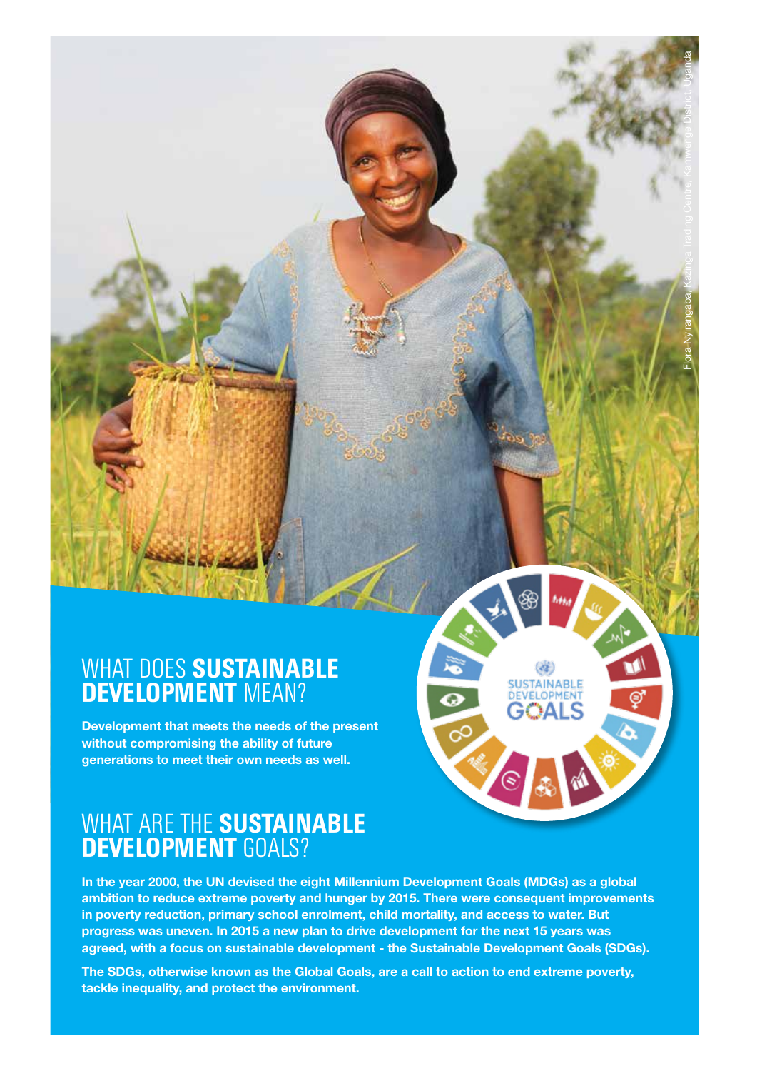Flora Nyirangaba, Kazinga Trading Centre, Kamwenge District, Uganda

## WHAT DOES **SUSTAINABLE DEVELOPMENT** MEAN?

**Development that meets the needs of the present without compromising the ability of future generations to meet their own needs as well.**

## WHAT ARE THE **SUSTAINABLE DEVELOPMENT** GOALS?

**In the year 2000, the UN devised the eight Millennium Development Goals (MDGs) as a global ambition to reduce extreme poverty and hunger by 2015. There were consequent improvements in poverty reduction, primary school enrolment, child mortality, and access to water. But progress was uneven. In 2015 a new plan to drive development for the next 15 years was agreed, with a focus on sustainable development - the Sustainable Development Goals (SDGs).**

**The SDGs, otherwise known as the Global Goals, are a call to action to end extreme poverty, tackle inequality, and protect the environment.**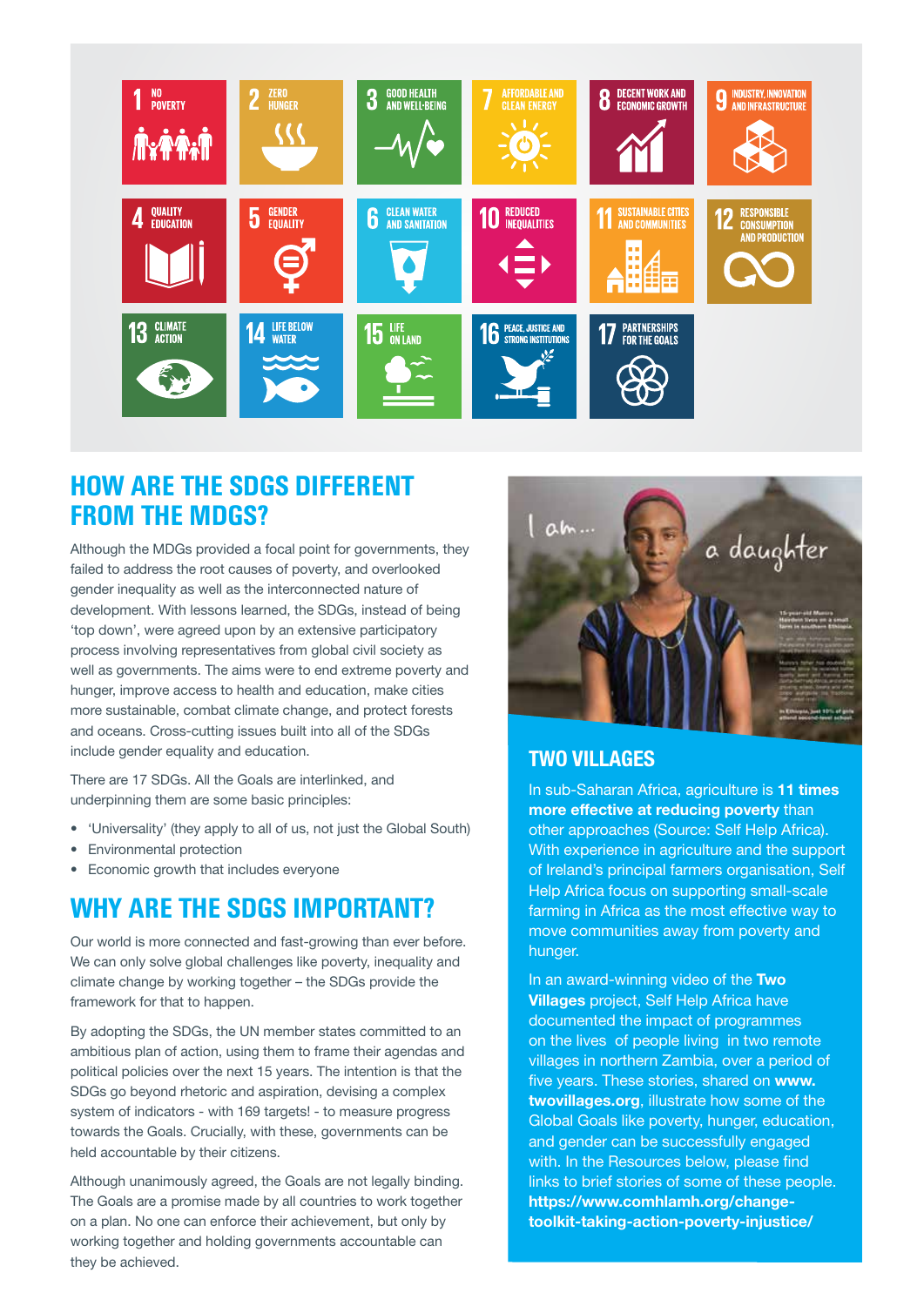## HOW ARE THE SDGS DIFFERENT FROM THE MDGS?

Although the MDGs provided a focal point for governments, they failed to address the root causes of poverty, and overlooked gender inequality as well as the interconnected nature of development. With lessons learned, the SDGs, instead of being 'top down', were agreed upon by an extensive participatory process involving representatives from global civil society as well as governments. The aims were to end extreme poverty and hunger, improve access to health and education, make cities more sustainable, combat climate change, and protect forests and oceans. Cross-cutting issues built into all of the SDGs include gender equality and education.

There are 17 SDGs. All the Goals are interlinked, and underpinning them are some basic principles:

- 'Universality' (they apply to all of us, not just the Global South)
- Environmental protection
- Economic growth that includes everyone

## WHY ARE THE SDGS IMPORTANT?

Our world is more connected and fast-growing than ever before. We can only solve global challenges like poverty, inequality and climate change by working together – the SDGs provide the framework for that to happen.

By adopting the SDGs, the UN member states committed to an ambitious plan of action, using them to frame their agendas and political policies over the next 15 years. The intention is that the SDGs go beyond rhetoric and aspiration, devising a complex system of indicators - with 169 targets! - to measure progress towards the Goals. Crucially, with these, governments can be held accountable by their citizens.

Although unanimously agreed, the Goals are not legally binding. The Goals are a promise made by all countries to work together on a plan. No one can enforce their achievement, but only by working together and holding governments accountable can they be achieved.

## TWO VILLAGES

In sub-Saharan Africa, agriculture is **11 times more effective at reducing poverty** than other approaches (Source: Self Help Africa). With experience in agriculture and the support of Ireland's principal farmers organisation, Self Help Africa focus on supporting small-scale farming in Africa as the most effective way to move communities away from poverty and hunger.

In an award-winning video of the **Two Villages** project, Self Help Africa have documented the impact of programmes on the lives of people living in two remote villages in northern Zambia, over a period of five years. These stories, shared on **www.twovillages.org**, illustrate how some of the Global Goals like poverty, hunger, education, and gender can be successfully engaged with. In the Resources below, please find links to brief stories of some of these people. **https://www.comhlamh.org/change-toolkit-taking-action-poverty-injustice/**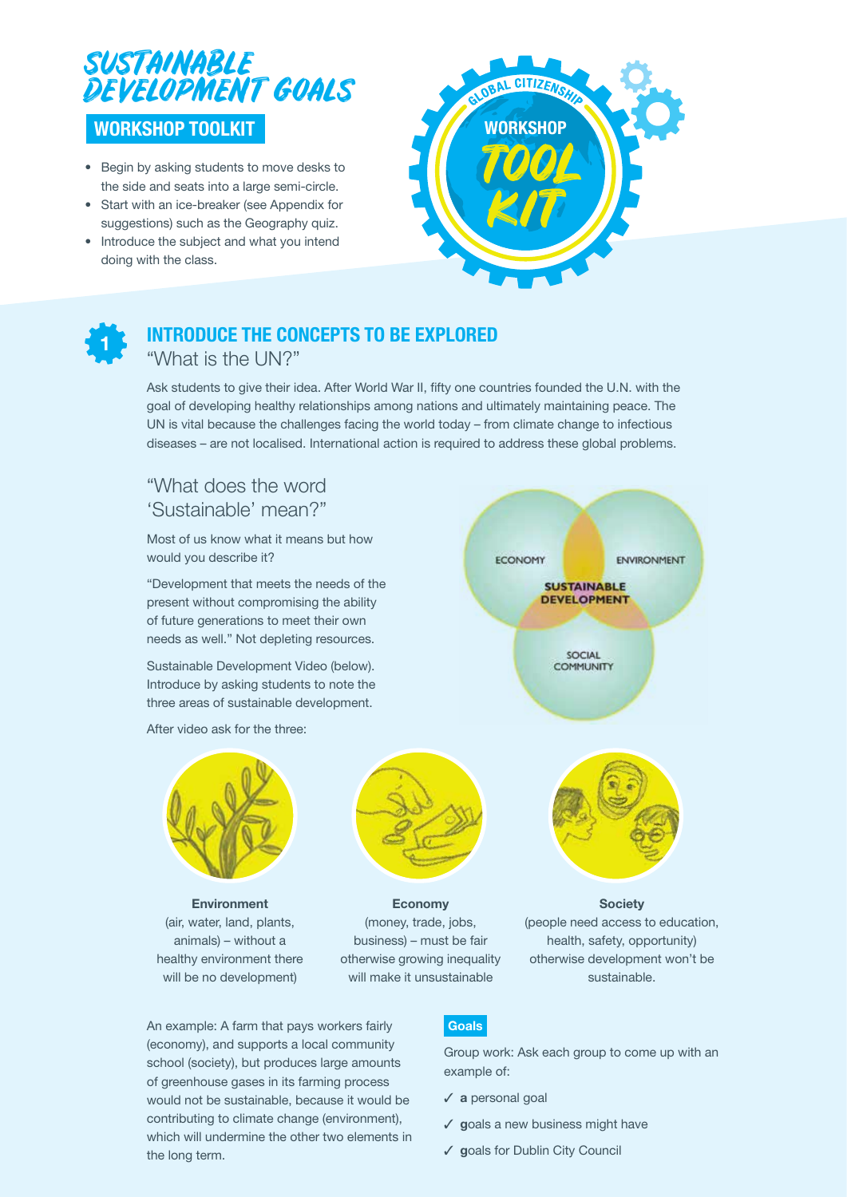# SUSTAINABLE DEVELOPMENT GOALS

## WORKSHOP TOOLKIT

- Begin by asking students to move desks to the side and seats into a large semi-circle.
- Start with an ice-breaker (see Appendix for suggestions) such as the Geography quiz.
- Introduce the subject and what you intend doing with the class.

## 1 INTRODUCE THE CONCEPTS TO BE EXPLORED

### "What is the UN?"

Ask students to give their idea. After World War II, fifty one countries founded the U.N. with the goal of developing healthy relationships among nations and ultimately maintaining peace. The UN is vital because the challenges facing the world today – from climate change to infectious diseases – are not localised. International action is required to address these global problems.

### "What does the word 'Sustainable' mean?"

Most of us know what it means but how would you describe it?

"Development that meets the needs of the present without compromising the ability of future generations to meet their own needs as well." Not depleting resources.

Sustainable Development Video (below). Introduce by asking students to note the three areas of sustainable development.

ECONOMY · ENVIRONMENT · SOCIAL COMMUNITY → SUSTAINABLE DEVELOPMENT

After video ask for the three:

**Environment**
(air, water, land, plants, animals) – without a healthy environment there will be no development)

**Economy**
(money, trade, jobs, business) – must be fair otherwise growing inequality will make it unsustainable

**Society**
(people need access to education, health, safety, opportunity) otherwise development won't be sustainable.

An example: A farm that pays workers fairly (economy), and supports a local community school (society), but produces large amounts of greenhouse gases in its farming process would not be sustainable, because it would be contributing to climate change (environment), which will undermine the other two elements in the long term.

**Goals**

Group work: Ask each group to come up with an example of:

- ✓ **a** personal goal
- ✓ **g**oals a new business might have
- ✓ **g**oals for Dublin City Council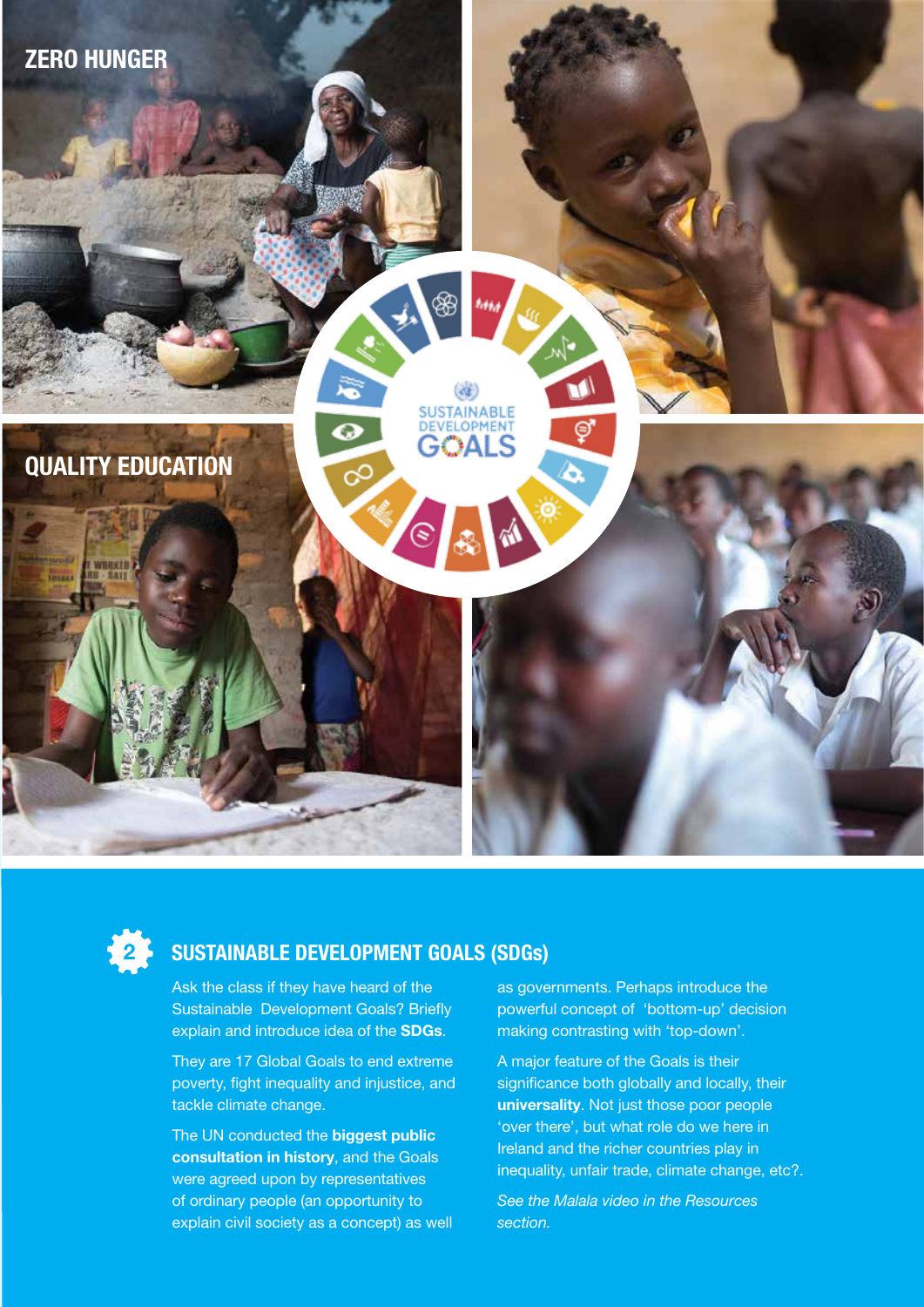ZERO HUNGER

QUALITY EDUCATION

## 2 SUSTAINABLE DEVELOPMENT GOALS (SDGs)

Ask the class if they have heard of the Sustainable Development Goals? Briefly explain and introduce idea of the **SDGs**.

They are 17 Global Goals to end extreme poverty, fight inequality and injustice, and tackle climate change.

The UN conducted the **biggest public consultation in history**, and the Goals were agreed upon by representatives of ordinary people (an opportunity to explain civil society as a concept) as well as governments. Perhaps introduce the powerful concept of 'bottom-up' decision making contrasting with 'top-down'.

A major feature of the Goals is their significance both globally and locally, their **universality**. Not just those poor people 'over there', but what role do we here in Ireland and the richer countries play in inequality, unfair trade, climate change, etc?.

*See the Malala video in the Resources section.*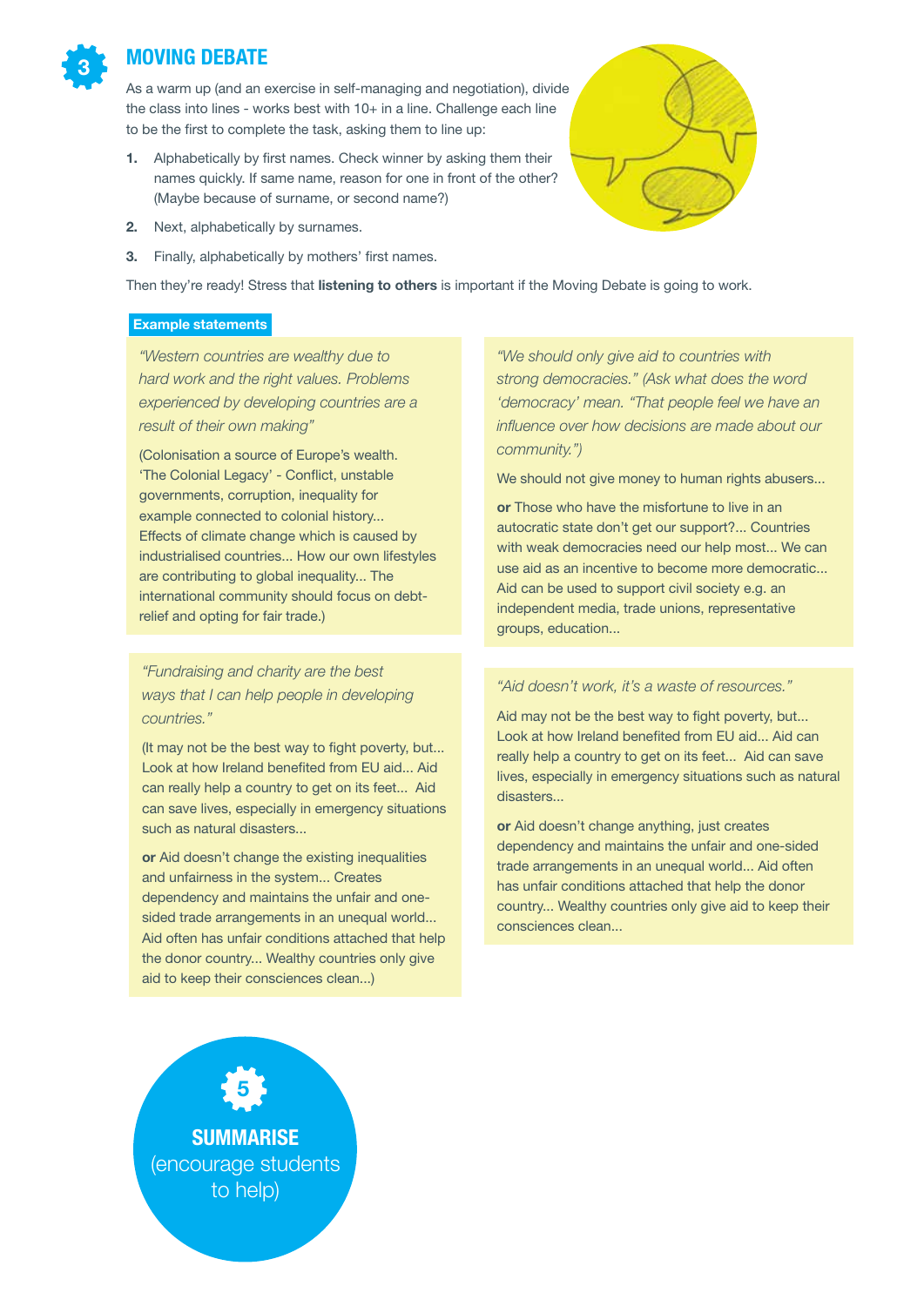## 3 MOVING DEBATE

As a warm up (and an exercise in self-managing and negotiation), divide the class into lines - works best with 10+ in a line. Challenge each line to be the first to complete the task, asking them to line up:

1. Alphabetically by first names. Check winner by asking them their names quickly. If same name, reason for one in front of the other? (Maybe because of surname, or second name?)
2. Next, alphabetically by surnames.
3. Finally, alphabetically by mothers' first names.

Then they're ready! Stress that **listening to others** is important if the Moving Debate is going to work.

### Example statements

*"Western countries are wealthy due to hard work and the right values. Problems experienced by developing countries are a result of their own making"*

(Colonisation a source of Europe's wealth. 'The Colonial Legacy' - Conflict, unstable governments, corruption, inequality for example connected to colonial history... Effects of climate change which is caused by industrialised countries... How our own lifestyles are contributing to global inequality... The international community should focus on debt-relief and opting for fair trade.)

*"Fundraising and charity are the best ways that I can help people in developing countries."*

(It may not be the best way to fight poverty, but... Look at how Ireland benefited from EU aid... Aid can really help a country to get on its feet... Aid can save lives, especially in emergency situations such as natural disasters...

**or** Aid doesn't change the existing inequalities and unfairness in the system... Creates dependency and maintains the unfair and one-sided trade arrangements in an unequal world... Aid often has unfair conditions attached that help the donor country... Wealthy countries only give aid to keep their consciences clean...)

*"We should only give aid to countries with strong democracies." (Ask what does the word 'democracy' mean. "That people feel we have an influence over how decisions are made about our community.")*

We should not give money to human rights abusers...

**or** Those who have the misfortune to live in an autocratic state don't get our support?... Countries with weak democracies need our help most... We can use aid as an incentive to become more democratic... Aid can be used to support civil society e.g. an independent media, trade unions, representative groups, education...

*"Aid doesn't work, it's a waste of resources."*

Aid may not be the best way to fight poverty, but... Look at how Ireland benefited from EU aid... Aid can really help a country to get on its feet... Aid can save lives, especially in emergency situations such as natural disasters...

**or** Aid doesn't change anything, just creates dependency and maintains the unfair and one-sided trade arrangements in an unequal world... Aid often has unfair conditions attached that help the donor country... Wealthy countries only give aid to keep their consciences clean...

## 5 SUMMARISE

(encourage students to help)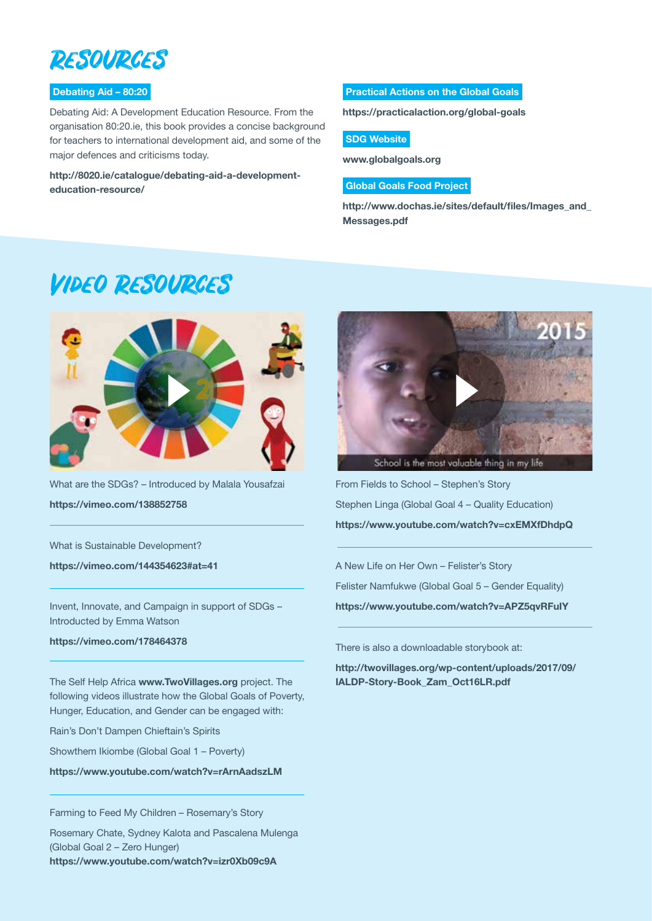# RESOURCES

### Debating Aid – 80:20

Debating Aid: A Development Education Resource. From the organisation 80:20.ie, this book provides a concise background for teachers to international development aid, and some of the major defences and criticisms today.

**http://8020.ie/catalogue/debating-aid-a-development-education-resource/**

### Practical Actions on the Global Goals

**https://practicalaction.org/global-goals**

### SDG Website

**www.globalgoals.org**

### Global Goals Food Project

**http://www.dochas.ie/sites/default/files/Images_and_Messages.pdf**

# VIDEO RESOURCES

What are the SDGs? – Introduced by Malala Yousafzai

**https://vimeo.com/138852758**

---

What is Sustainable Development?

**https://vimeo.com/144354623#at=41**

---

Invent, Innovate, and Campaign in support of SDGs – Introducted by Emma Watson

**https://vimeo.com/178464378**

---

The Self Help Africa **www.TwoVillages.org** project. The following videos illustrate how the Global Goals of Poverty, Hunger, Education, and Gender can be engaged with:

Rain's Don't Dampen Chieftain's Spirits

Showthem Ikiombe (Global Goal 1 – Poverty)

**https://www.youtube.com/watch?v=rArnAadszLM**

---

Farming to Feed My Children – Rosemary's Story

Rosemary Chate, Sydney Kalota and Pascalena Mulenga (Global Goal 2 – Zero Hunger)

**https://www.youtube.com/watch?v=izr0Xb09c9A**

---

From Fields to School – Stephen's Story

Stephen Linga (Global Goal 4 – Quality Education)

**https://www.youtube.com/watch?v=cxEMXfDhdpQ**

---

A New Life on Her Own – Felister's Story

Felister Namfukwe (Global Goal 5 – Gender Equality)

**https://www.youtube.com/watch?v=APZ5qvRFulY**

---

There is also a downloadable storybook at:

**http://twovillages.org/wp-content/uploads/2017/09/IALDP-Story-Book_Zam_Oct16LR.pdf**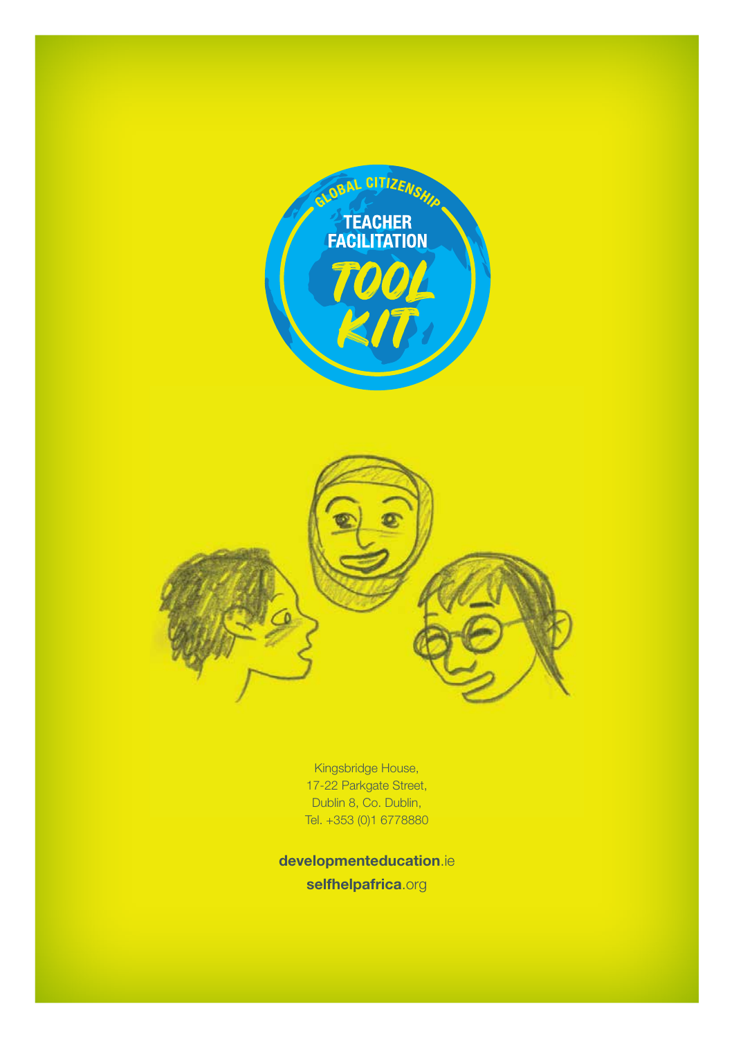GLOBAL CITIZENSHIP

TEACHER FACILITATION

TOOL KIT

Kingsbridge House,
17-22 Parkgate Street,
Dublin 8, Co. Dublin,
Tel. +353 (0)1 6778880

**developmenteducation**.ie

**selfhelpafrica**.org